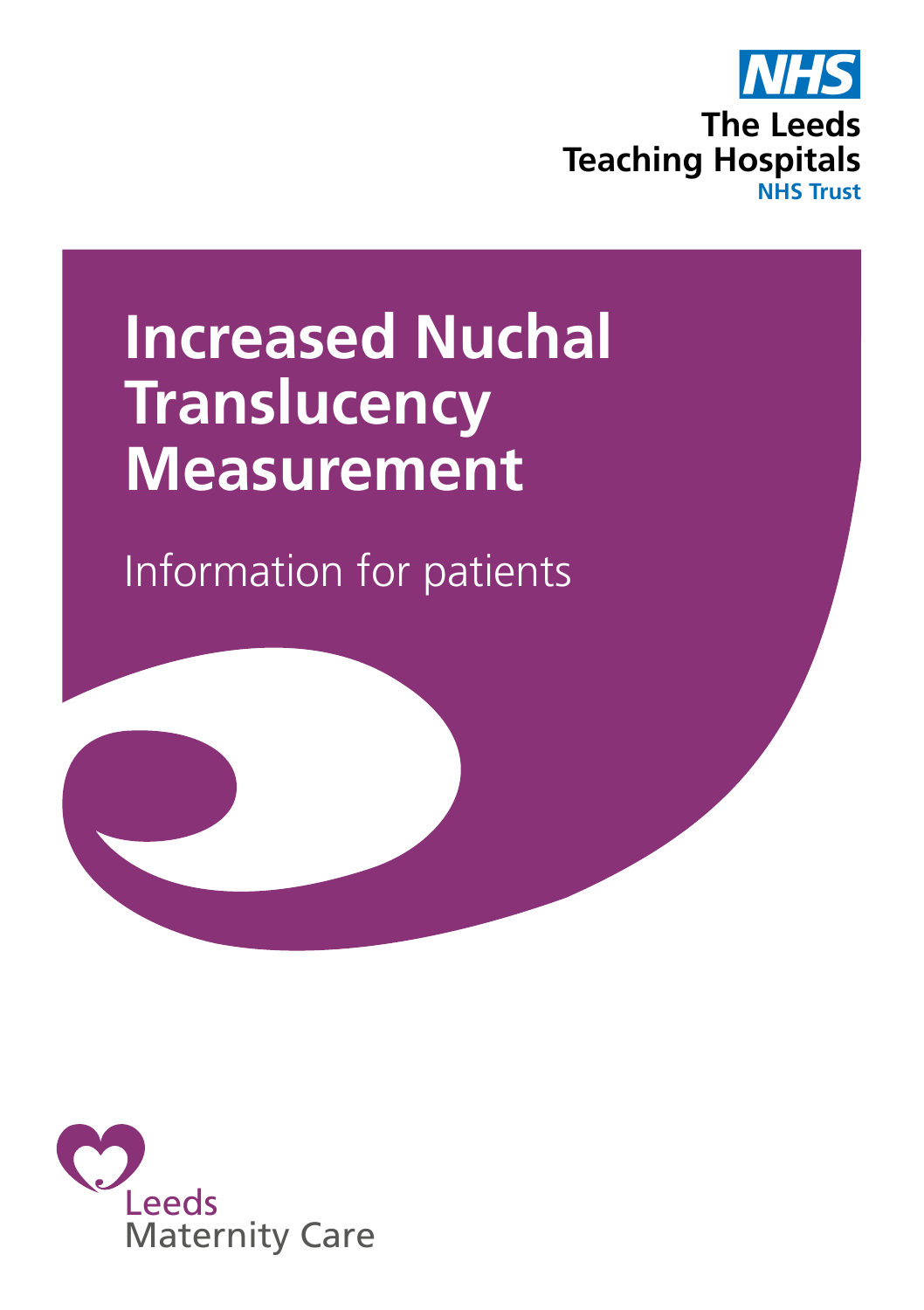NHS

The Leeds Teaching Hospitals

NHS Trust

# Increased Nuchal Translucency Measurement

Information for patients

Leeds Maternity Care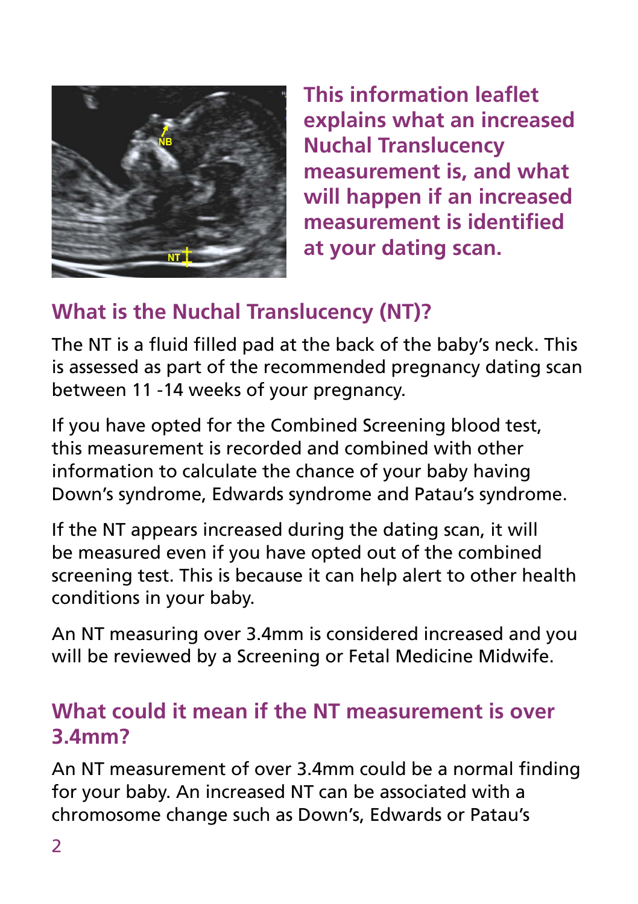**This information leaflet explains what an increased Nuchal Translucency measurement is, and what will happen if an increased measurement is identified at your dating scan.**

## What is the Nuchal Translucency (NT)?

The NT is a fluid filled pad at the back of the baby's neck. This is assessed as part of the recommended pregnancy dating scan between 11 -14 weeks of your pregnancy.

If you have opted for the Combined Screening blood test, this measurement is recorded and combined with other information to calculate the chance of your baby having Down's syndrome, Edwards syndrome and Patau's syndrome.

If the NT appears increased during the dating scan, it will be measured even if you have opted out of the combined screening test. This is because it can help alert to other health conditions in your baby.

An NT measuring over 3.4mm is considered increased and you will be reviewed by a Screening or Fetal Medicine Midwife.

## What could it mean if the NT measurement is over 3.4mm?

An NT measurement of over 3.4mm could be a normal finding for your baby. An increased NT can be associated with a chromosome change such as Down's, Edwards or Patau's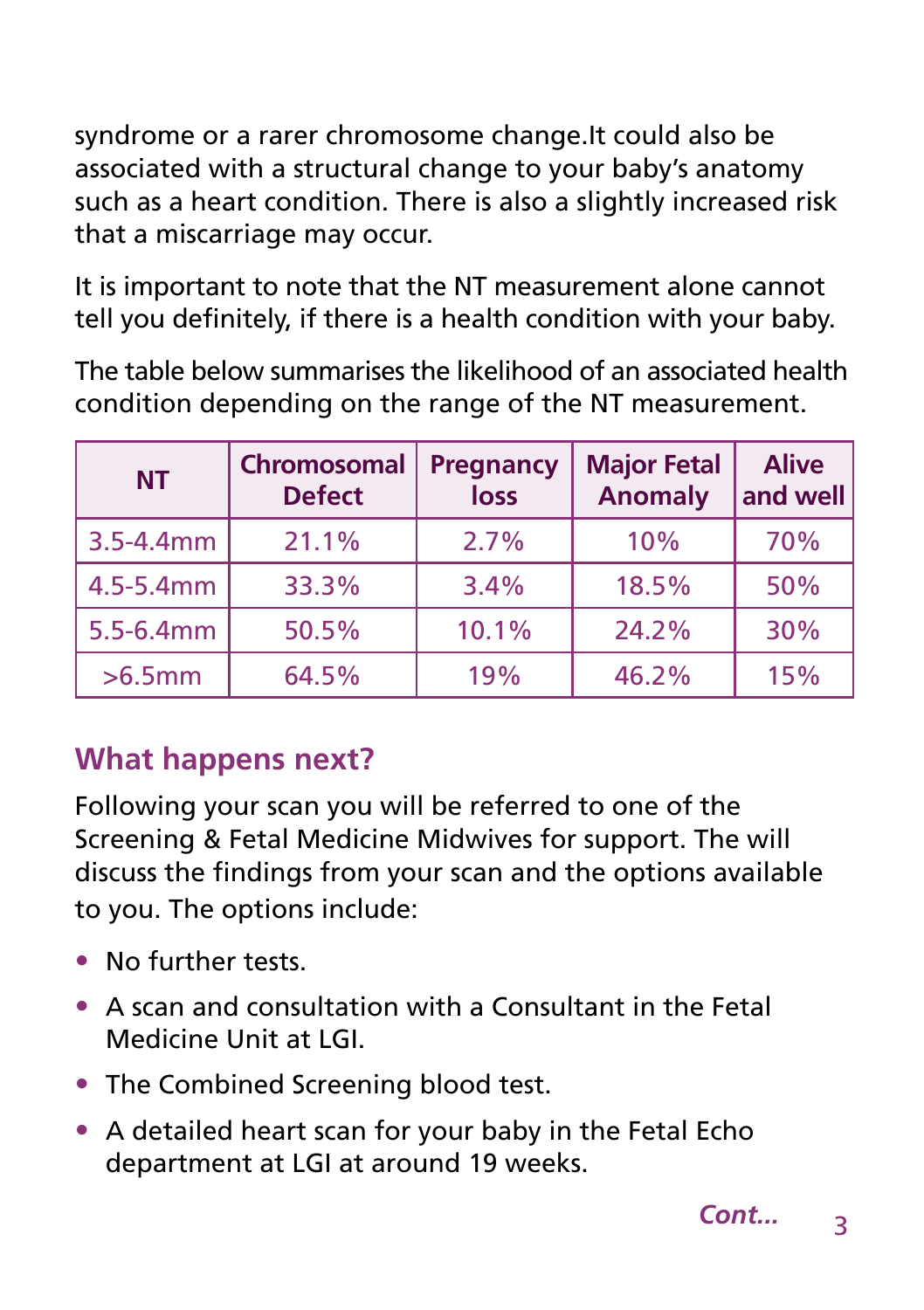syndrome or a rarer chromosome change.It could also be associated with a structural change to your baby's anatomy such as a heart condition. There is also a slightly increased risk that a miscarriage may occur.

It is important to note that the NT measurement alone cannot tell you definitely, if there is a health condition with your baby.

The table below summarises the likelihood of an associated health condition depending on the range of the NT measurement.

| NT | Chromosomal Defect | Pregnancy loss | Major Fetal Anomaly | Alive and well |
|---|---|---|---|---|
| 3.5-4.4mm | 21.1% | 2.7% | 10% | 70% |
| 4.5-5.4mm | 33.3% | 3.4% | 18.5% | 50% |
| 5.5-6.4mm | 50.5% | 10.1% | 24.2% | 30% |
| >6.5mm | 64.5% | 19% | 46.2% | 15% |

## What happens next?

Following your scan you will be referred to one of the Screening & Fetal Medicine Midwives for support. The will discuss the findings from your scan and the options available to you. The options include:

- No further tests.
- A scan and consultation with a Consultant in the Fetal Medicine Unit at LGI.
- The Combined Screening blood test.
- A detailed heart scan for your baby in the Fetal Echo department at LGI at around 19 weeks.

***Cont...***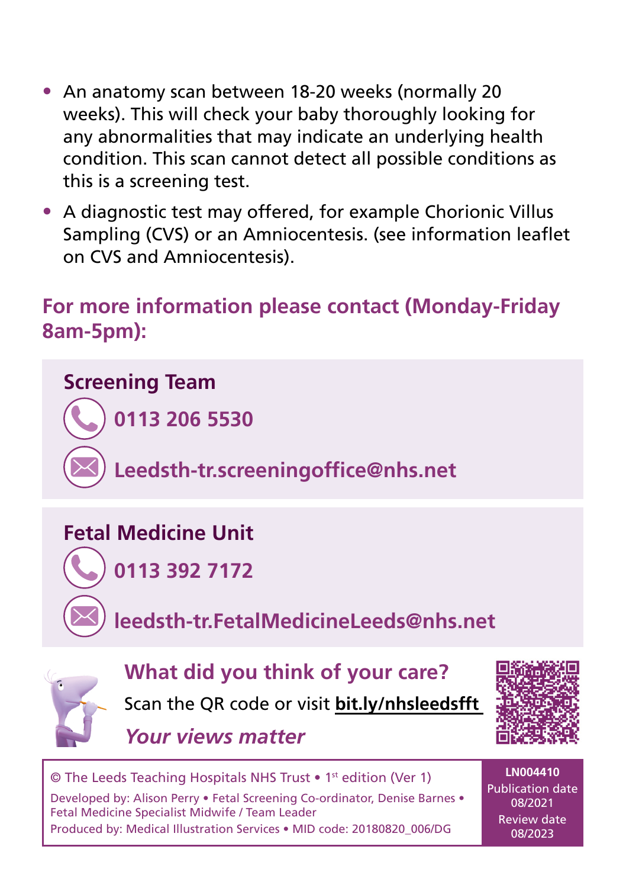- An anatomy scan between 18-20 weeks (normally 20 weeks). This will check your baby thoroughly looking for any abnormalities that may indicate an underlying health condition. This scan cannot detect all possible conditions as this is a screening test.
- A diagnostic test may offered, for example Chorionic Villus Sampling (CVS) or an Amniocentesis. (see information leaflet on CVS and Amniocentesis).

## For more information please contact (Monday-Friday 8am-5pm):

### Screening Team

**0113 206 5530**

**Leedsth-tr.screeningoffice@nhs.net**

### Fetal Medicine Unit

**0113 392 7172**

**leedsth-tr.FetalMedicineLeeds@nhs.net**

**What did you think of your care?**

Scan the QR code or visit **bit.ly/nhsleedsfft**

***Your views matter***

© The Leeds Teaching Hospitals NHS Trust • 1st edition (Ver 1)

Developed by: Alison Perry • Fetal Screening Co-ordinator, Denise Barnes • Fetal Medicine Specialist Midwife / Team Leader

Produced by: Medical Illustration Services • MID code: 20180820_006/DG

**LN004410**

Publication date 08/2021

Review date 08/2023